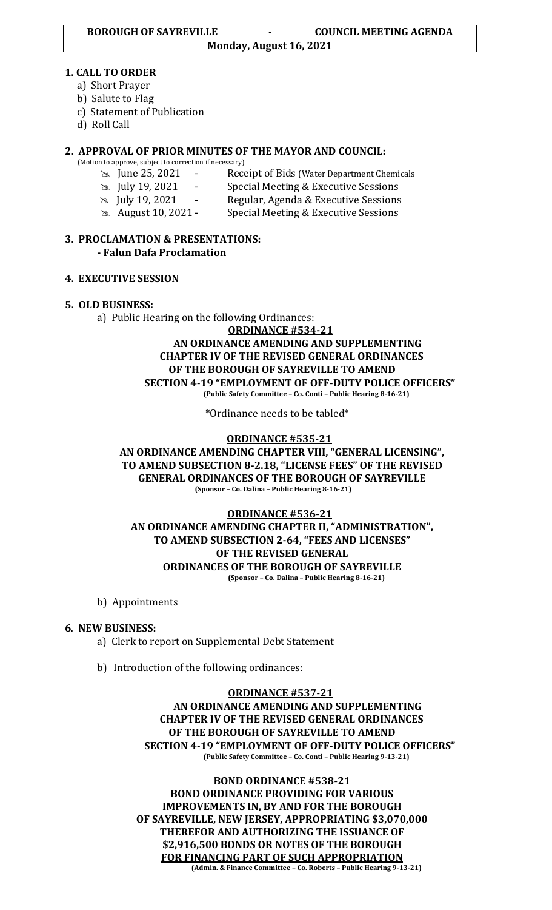**BOROUGH OF SAYREVILLE - COUNCIL MEETING AGENDA**
**Monday, August 16, 2021**

## 1. CALL TO ORDER

a) Short Prayer
b) Salute to Flag
c) Statement of Publication
d) Roll Call

## 2. APPROVAL OF PRIOR MINUTES OF THE MAYOR AND COUNCIL:

(Motion to approve, subject to correction if necessary)

- June 25, 2021 - Receipt of Bids (Water Department Chemicals
- July 19, 2021 - Special Meeting & Executive Sessions
- July 19, 2021 - Regular, Agenda & Executive Sessions
- August 10, 2021 - Special Meeting & Executive Sessions

## 3. PROCLAMATION & PRESENTATIONS:

**- Falun Dafa Proclamation**

## 4. EXECUTIVE SESSION

## 5. OLD BUSINESS:

a) Public Hearing on the following Ordinances:

**ORDINANCE #534-21**

**AN ORDINANCE AMENDING AND SUPPLEMENTING CHAPTER IV OF THE REVISED GENERAL ORDINANCES OF THE BOROUGH OF SAYREVILLE TO AMEND SECTION 4-19 "EMPLOYMENT OF OFF-DUTY POLICE OFFICERS"**
**(Public Safety Committee – Co. Conti – Public Hearing 8-16-21)**

*Ordinance needs to be tabled*

**ORDINANCE #535-21**

**AN ORDINANCE AMENDING CHAPTER VIII, "GENERAL LICENSING", TO AMEND SUBSECTION 8-2.18, "LICENSE FEES" OF THE REVISED GENERAL ORDINANCES OF THE BOROUGH OF SAYREVILLE**
**(Sponsor – Co. Dalina – Public Hearing 8-16-21)**

**ORDINANCE #536-21**

**AN ORDINANCE AMENDING CHAPTER II, "ADMINISTRATION", TO AMEND SUBSECTION 2-64, "FEES AND LICENSES" OF THE REVISED GENERAL ORDINANCES OF THE BOROUGH OF SAYREVILLE**
**(Sponsor – Co. Dalina – Public Hearing 8-16-21)**

b) Appointments

## 6. NEW BUSINESS:

a) Clerk to report on Supplemental Debt Statement

b) Introduction of the following ordinances:

**ORDINANCE #537-21**

**AN ORDINANCE AMENDING AND SUPPLEMENTING CHAPTER IV OF THE REVISED GENERAL ORDINANCES OF THE BOROUGH OF SAYREVILLE TO AMEND SECTION 4-19 "EMPLOYMENT OF OFF-DUTY POLICE OFFICERS"**
**(Public Safety Committee – Co. Conti – Public Hearing 9-13-21)**

**BOND ORDINANCE #538-21**

**BOND ORDINANCE PROVIDING FOR VARIOUS IMPROVEMENTS IN, BY AND FOR THE BOROUGH OF SAYREVILLE, NEW JERSEY, APPROPRIATING $3,070,000 THEREFOR AND AUTHORIZING THE ISSUANCE OF $2,916,500 BONDS OR NOTES OF THE BOROUGH FOR FINANCING PART OF SUCH APPROPRIATION**
**(Admin. & Finance Committee – Co. Roberts – Public Hearing 9-13-21)**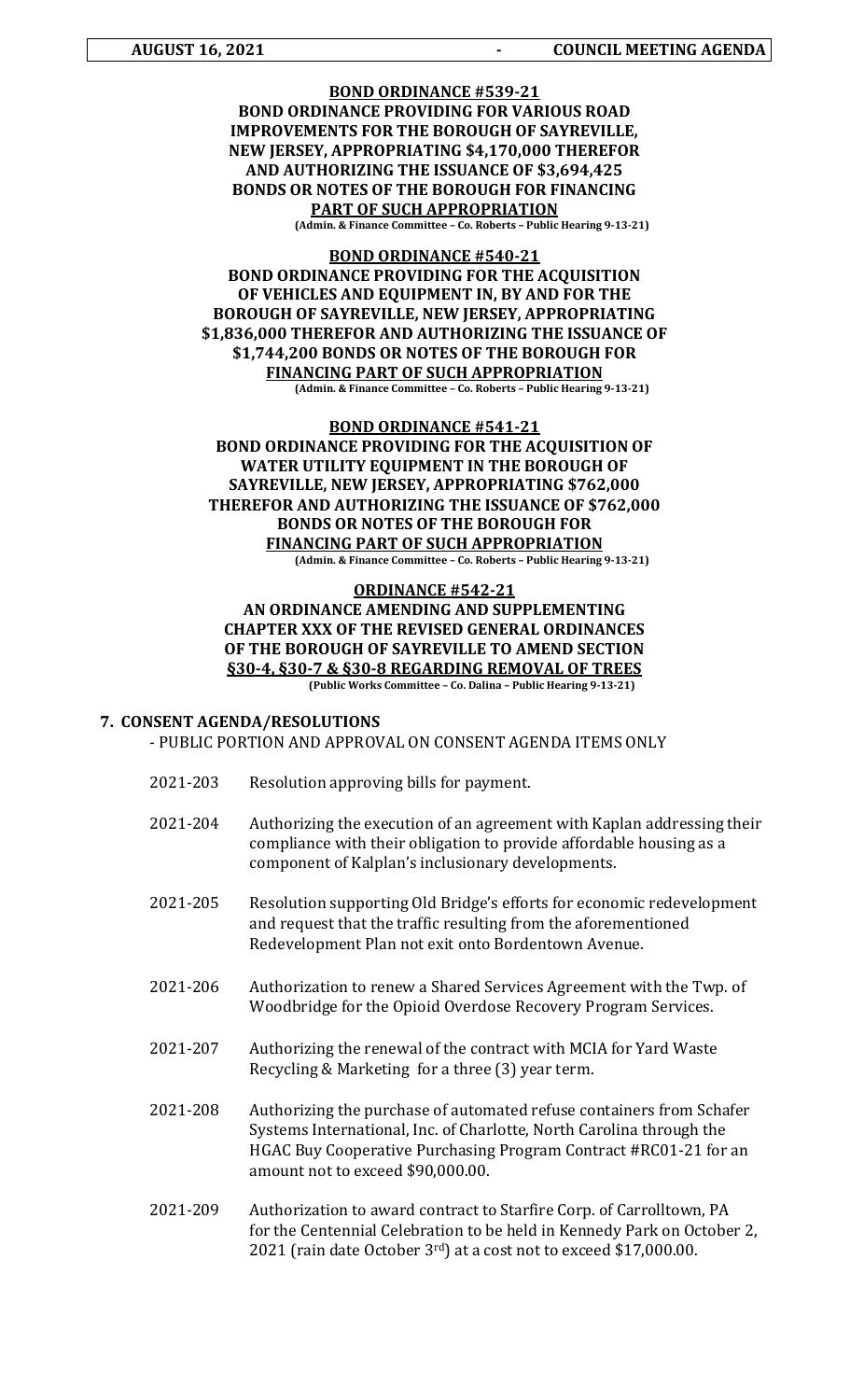**BOND ORDINANCE #539-21**
**BOND ORDINANCE PROVIDING FOR VARIOUS ROAD IMPROVEMENTS FOR THE BOROUGH OF SAYREVILLE, NEW JERSEY, APPROPRIATING $4,170,000 THEREFOR AND AUTHORIZING THE ISSUANCE OF $3,694,425 BONDS OR NOTES OF THE BOROUGH FOR FINANCING PART OF SUCH APPROPRIATION**
**(Admin. & Finance Committee – Co. Roberts – Public Hearing 9-13-21)**

**BOND ORDINANCE #540-21**
**BOND ORDINANCE PROVIDING FOR THE ACQUISITION OF VEHICLES AND EQUIPMENT IN, BY AND FOR THE BOROUGH OF SAYREVILLE, NEW JERSEY, APPROPRIATING $1,836,000 THEREFOR AND AUTHORIZING THE ISSUANCE OF $1,744,200 BONDS OR NOTES OF THE BOROUGH FOR FINANCING PART OF SUCH APPROPRIATION**
**(Admin. & Finance Committee – Co. Roberts – Public Hearing 9-13-21)**

**BOND ORDINANCE #541-21**
**BOND ORDINANCE PROVIDING FOR THE ACQUISITION OF WATER UTILITY EQUIPMENT IN THE BOROUGH OF SAYREVILLE, NEW JERSEY, APPROPRIATING $762,000 THEREFOR AND AUTHORIZING THE ISSUANCE OF $762,000 BONDS OR NOTES OF THE BOROUGH FOR FINANCING PART OF SUCH APPROPRIATION**
**(Admin. & Finance Committee – Co. Roberts – Public Hearing 9-13-21)**

**ORDINANCE #542-21**
**AN ORDINANCE AMENDING AND SUPPLEMENTING CHAPTER XXX OF THE REVISED GENERAL ORDINANCES OF THE BOROUGH OF SAYREVILLE TO AMEND SECTION §30-4, §30-7 & §30-8 REGARDING REMOVAL OF TREES**
**(Public Works Committee – Co. Dalina – Public Hearing 9-13-21)**

**7. CONSENT AGENDA/RESOLUTIONS**
- PUBLIC PORTION AND APPROVAL ON CONSENT AGENDA ITEMS ONLY

2021-203 Resolution approving bills for payment.

2021-204 Authorizing the execution of an agreement with Kaplan addressing their compliance with their obligation to provide affordable housing as a component of Kalplan's inclusionary developments.

2021-205 Resolution supporting Old Bridge's efforts for economic redevelopment and request that the traffic resulting from the aforementioned Redevelopment Plan not exit onto Bordentown Avenue.

2021-206 Authorization to renew a Shared Services Agreement with the Twp. of Woodbridge for the Opioid Overdose Recovery Program Services.

2021-207 Authorizing the renewal of the contract with MCIA for Yard Waste Recycling & Marketing for a three (3) year term.

2021-208 Authorizing the purchase of automated refuse containers from Schafer Systems International, Inc. of Charlotte, North Carolina through the HGAC Buy Cooperative Purchasing Program Contract #RC01-21 for an amount not to exceed $90,000.00.

2021-209 Authorization to award contract to Starfire Corp. of Carrolltown, PA for the Centennial Celebration to be held in Kennedy Park on October 2, 2021 (rain date October 3rd) at a cost not to exceed $17,000.00.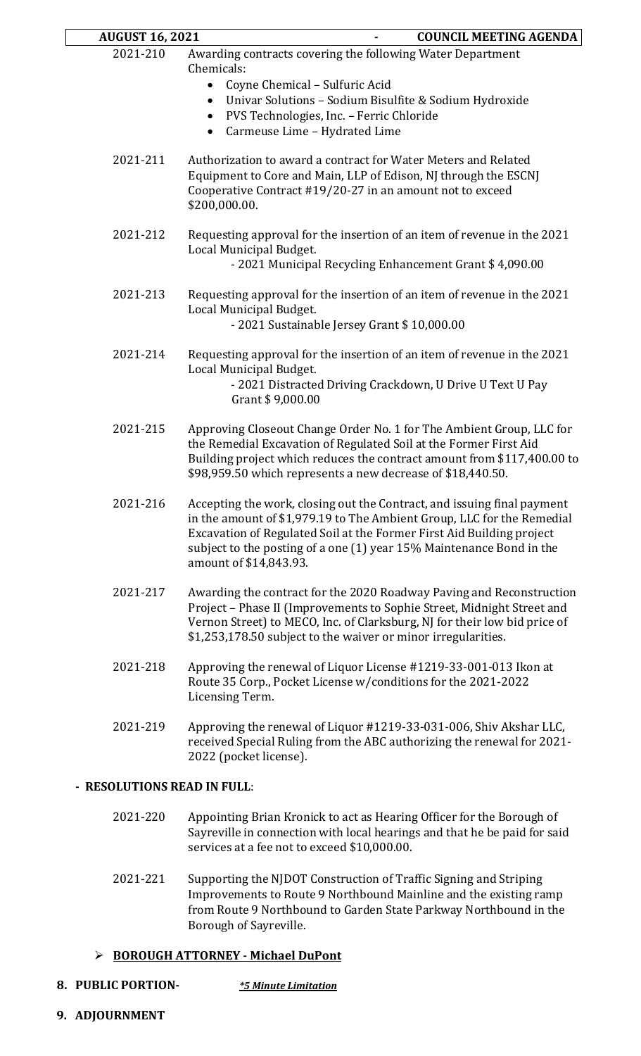2021-210 Awarding contracts covering the following Water Department Chemicals:

- Coyne Chemical – Sulfuric Acid
- Univar Solutions – Sodium Bisulfite & Sodium Hydroxide
- PVS Technologies, Inc. – Ferric Chloride
- Carmeuse Lime – Hydrated Lime

2021-211 Authorization to award a contract for Water Meters and Related Equipment to Core and Main, LLP of Edison, NJ through the ESCNJ Cooperative Contract #19/20-27 in an amount not to exceed \$200,000.00.

2021-212 Requesting approval for the insertion of an item of revenue in the 2021 Local Municipal Budget.
- 2021 Municipal Recycling Enhancement Grant \$ 4,090.00

2021-213 Requesting approval for the insertion of an item of revenue in the 2021 Local Municipal Budget.
- 2021 Sustainable Jersey Grant \$ 10,000.00

2021-214 Requesting approval for the insertion of an item of revenue in the 2021 Local Municipal Budget.
- 2021 Distracted Driving Crackdown, U Drive U Text U Pay Grant \$ 9,000.00

2021-215 Approving Closeout Change Order No. 1 for The Ambient Group, LLC for the Remedial Excavation of Regulated Soil at the Former First Aid Building project which reduces the contract amount from \$117,400.00 to \$98,959.50 which represents a new decrease of \$18,440.50.

2021-216 Accepting the work, closing out the Contract, and issuing final payment in the amount of \$1,979.19 to The Ambient Group, LLC for the Remedial Excavation of Regulated Soil at the Former First Aid Building project subject to the posting of a one (1) year 15% Maintenance Bond in the amount of \$14,843.93.

2021-217 Awarding the contract for the 2020 Roadway Paving and Reconstruction Project – Phase II (Improvements to Sophie Street, Midnight Street and Vernon Street) to MECO, Inc. of Clarksburg, NJ for their low bid price of \$1,253,178.50 subject to the waiver or minor irregularities.

2021-218 Approving the renewal of Liquor License #1219-33-001-013 Ikon at Route 35 Corp., Pocket License w/conditions for the 2021-2022 Licensing Term.

2021-219 Approving the renewal of Liquor #1219-33-031-006, Shiv Akshar LLC, received Special Ruling from the ABC authorizing the renewal for 2021-2022 (pocket license).

**- RESOLUTIONS READ IN FULL**:

2021-220 Appointing Brian Kronick to act as Hearing Officer for the Borough of Sayreville in connection with local hearings and that he be paid for said services at a fee not to exceed \$10,000.00.

2021-221 Supporting the NJDOT Construction of Traffic Signing and Striping Improvements to Route 9 Northbound Mainline and the existing ramp from Route 9 Northbound to Garden State Parkway Northbound in the Borough of Sayreville.

- **BOROUGH ATTORNEY - Michael DuPont**

**8. PUBLIC PORTION-** ***\*5 Minute Limitation***

**9. ADJOURNMENT**